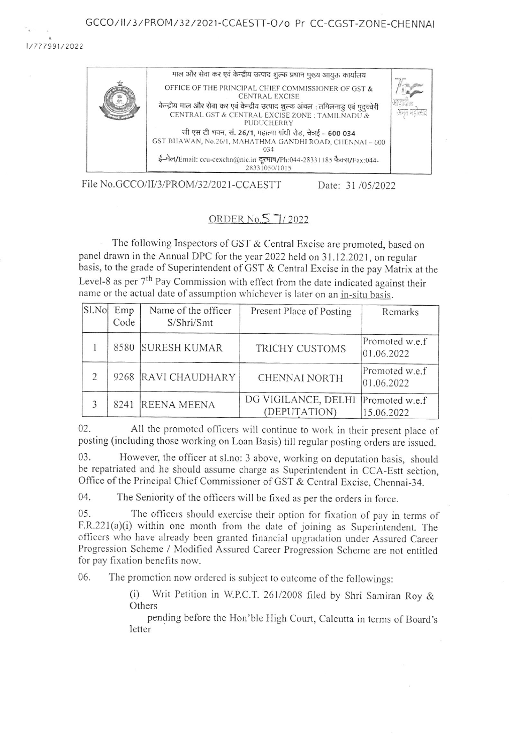GCCO/II/3/PROM/32/2021-CCAESTT-O/o Pr CC-CGST-ZONE-CHENNAI

I/777991/2022

माल और सेवा कर एवं केन्द्रीय उत्पाद शुल्क प्रधान मुख्य आयुक्त कार्यालय

OFFICE OF THE PRINCIPAL CHIEF COMMISSIONER OF GST & CENTRAL EXCISE

केन्द्रीय माल और सेवा कर एवं केन्द्रीय उत्पाद शुल्क अंचल : तमिलनाडु एवं पुदुच्चेरी

CENTRAL GST & CENTRAL EXCISE ZONE : TAMILNADU & PUDUCHERRY

जी एस टी भवन, सं. 26/1, महात्मा गांधी रोड, चेन्नई – 600 034

GST BHAWAN, No.26/1, MAHATHMA GANDHI ROAD, CHENNAI – 600 034

ई-मेल/Email: ccu-cexchn@nic.in दूरभाष/Ph:044-28331185 फैक्स/Fax:044-28331050/1015

File No.GCCO/II/3/PROM/32/2021-CCAESTT Date: 31 /05/2022

## ORDER No.57/ 2022

The following Inspectors of GST & Central Excise are promoted, based on panel drawn in the Annual DPC for the year 2022 held on 31.12.2021, on regular basis, to the grade of Superintendent of GST & Central Excise in the pay Matrix at the Level-8 as per 7th Pay Commission with effect from the date indicated against their name or the actual date of assumption whichever is later on an in-situ basis.

| Sl.No | Emp Code | Name of the officer S/Shri/Smt | Present Place of Posting | Remarks |
|---|---|---|---|---|
| 1 | 8580 | SURESH KUMAR | TRICHY CUSTOMS | Promoted w.e.f 01.06.2022 |
| 2 | 9268 | RAVI CHAUDHARY | CHENNAI NORTH | Promoted w.e.f 01.06.2022 |
| 3 | 8241 | REENA MEENA | DG VIGILANCE, DELHI (DEPUTATION) | Promoted w.e.f 15.06.2022 |

02. All the promoted officers will continue to work in their present place of posting (including those working on Loan Basis) till regular posting orders are issued.

03. However, the officer at sl.no: 3 above, working on deputation basis, should be repatriated and he should assume charge as Superintendent in CCA-Estt section, Office of the Principal Chief Commissioner of GST & Central Excise, Chennai-34.

04. The Seniority of the officers will be fixed as per the orders in force.

05. The officers should exercise their option for fixation of pay in terms of F.R.221(a)(i) within one month from the date of joining as Superintendent. The officers who have already been granted financial upgradation under Assured Career Progression Scheme / Modified Assured Career Progression Scheme are not entitled for pay fixation benefits now.

06. The promotion now ordered is subject to outcome of the followings:

(i) Writ Petition in W.P.C.T. 261/2008 filed by Shri Samiran Roy & Others pending before the Hon'ble High Court, Calcutta in terms of Board's letter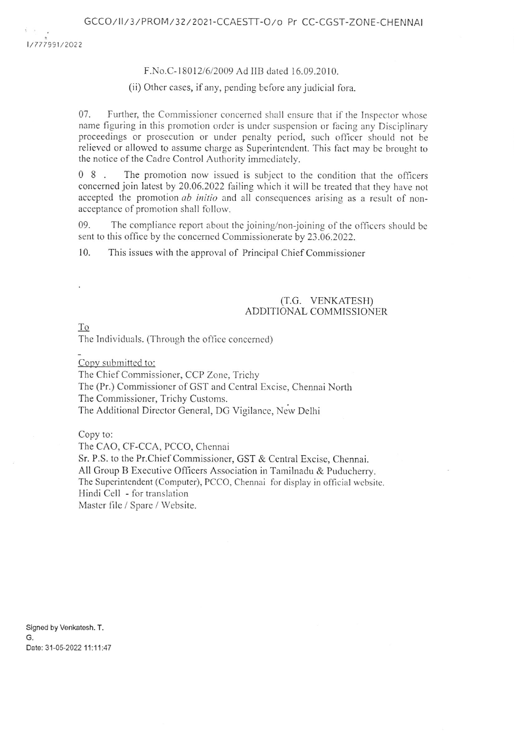F.No.C-18012/6/2009 Ad IIB dated 16.09.2010.

(ii) Other cases, if any, pending before any judicial fora.

07. Further, the Commissioner concerned shall ensure that if the Inspector whose name figuring in this promotion order is under suspension or facing any Disciplinary proceedings or prosecution or under penalty period, such officer should not be relieved or allowed to assume charge as Superintendent. This fact may be brought to the notice of the Cadre Control Authority immediately.

08. The promotion now issued is subject to the condition that the officers concerned join latest by 20.06.2022 failing which it will be treated that they have not accepted the promotion *ab initio* and all consequences arising as a result of non-acceptance of promotion shall follow.

09. The compliance report about the joining/non-joining of the officers should be sent to this office by the concerned Commissionerate by 23.06.2022.

10. This issues with the approval of Principal Chief Commissioner

(T.G. VENKATESH)
ADDITIONAL COMMISSIONER

To

The Individuals. (Through the office concerned)

Copy submitted to:

The Chief Commissioner, CCP Zone, Trichy
The (Pr.) Commissioner of GST and Central Excise, Chennai North
The Commissioner, Trichy Customs.
The Additional Director General, DG Vigilance, New Delhi

Copy to:

The CAO, CF-CCA, PCCO, Chennai
Sr. P.S. to the Pr.Chief Commissioner, GST & Central Excise, Chennai.
All Group B Executive Officers Association in Tamilnadu & Puducherry.
The Superintendent (Computer), PCCO, Chennai for display in official website.
Hindi Cell - for translation
Master file / Spare / Website.

Signed by Venkatesh. T.
G.
Date: 31-05-2022 11:11:47